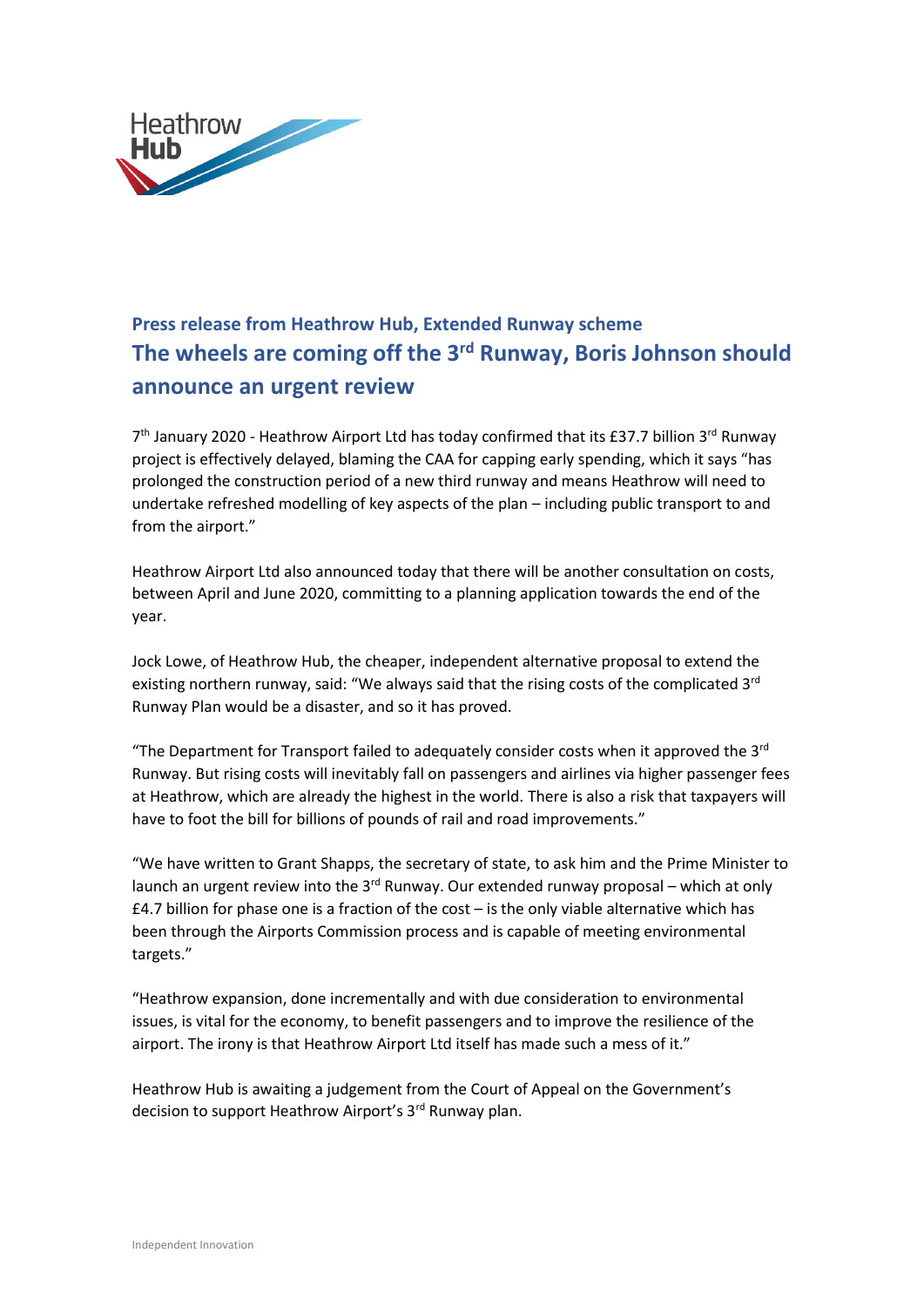Heathrow **Hub**

## Press release from Heathrow Hub, Extended Runway scheme

# The wheels are coming off the 3rd Runway, Boris Johnson should announce an urgent review

7th January 2020 - Heathrow Airport Ltd has today confirmed that its £37.7 billion 3rd Runway project is effectively delayed, blaming the CAA for capping early spending, which it says "has prolonged the construction period of a new third runway and means Heathrow will need to undertake refreshed modelling of key aspects of the plan – including public transport to and from the airport."

Heathrow Airport Ltd also announced today that there will be another consultation on costs, between April and June 2020, committing to a planning application towards the end of the year.

Jock Lowe, of Heathrow Hub, the cheaper, independent alternative proposal to extend the existing northern runway, said: "We always said that the rising costs of the complicated 3rd Runway Plan would be a disaster, and so it has proved.

"The Department for Transport failed to adequately consider costs when it approved the 3rd Runway. But rising costs will inevitably fall on passengers and airlines via higher passenger fees at Heathrow, which are already the highest in the world. There is also a risk that taxpayers will have to foot the bill for billions of pounds of rail and road improvements."

"We have written to Grant Shapps, the secretary of state, to ask him and the Prime Minister to launch an urgent review into the 3rd Runway. Our extended runway proposal – which at only £4.7 billion for phase one is a fraction of the cost – is the only viable alternative which has been through the Airports Commission process and is capable of meeting environmental targets."

"Heathrow expansion, done incrementally and with due consideration to environmental issues, is vital for the economy, to benefit passengers and to improve the resilience of the airport. The irony is that Heathrow Airport Ltd itself has made such a mess of it."

Heathrow Hub is awaiting a judgement from the Court of Appeal on the Government's decision to support Heathrow Airport's 3rd Runway plan.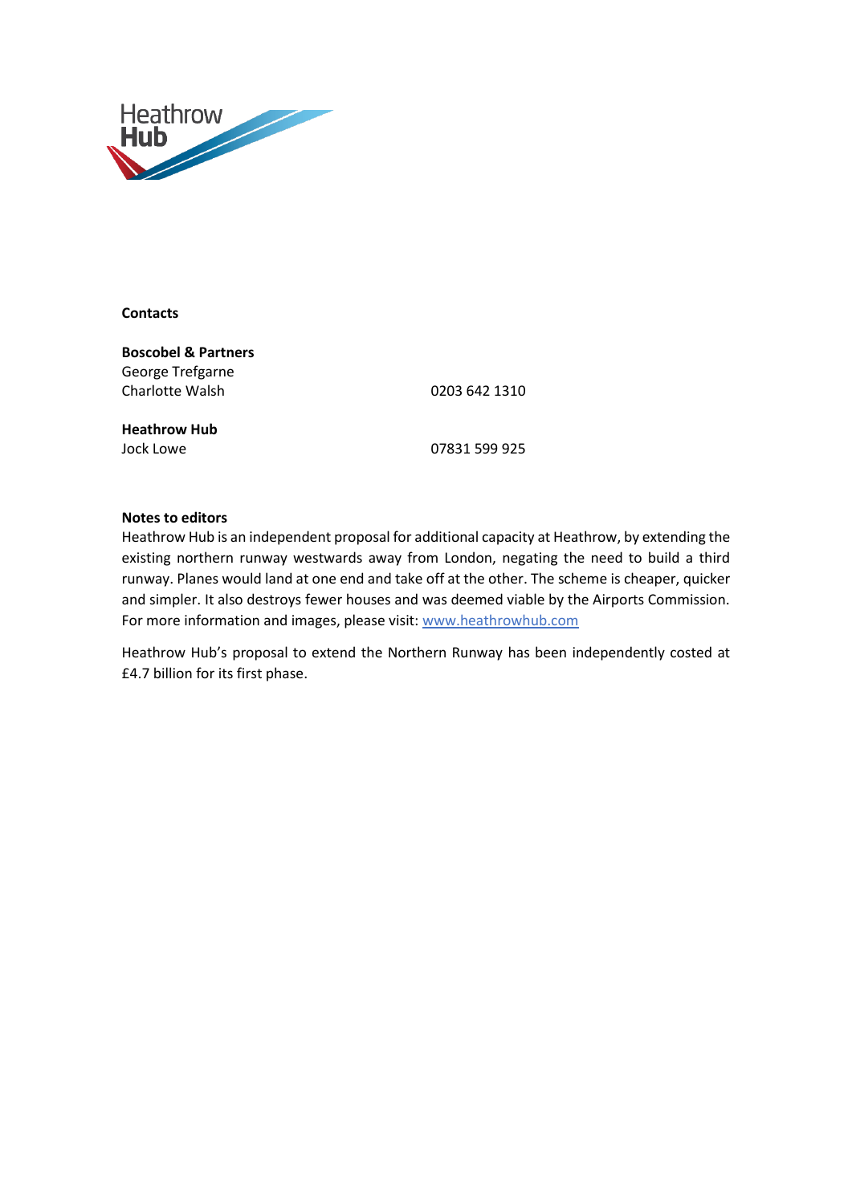Heathrow
Hub

**Contacts**

**Boscobel & Partners**
George Trefgarne
Charlotte Walsh 0203 642 1310

**Heathrow Hub**
Jock Lowe 07831 599 925

**Notes to editors**

Heathrow Hub is an independent proposal for additional capacity at Heathrow, by extending the existing northern runway westwards away from London, negating the need to build a third runway. Planes would land at one end and take off at the other. The scheme is cheaper, quicker and simpler. It also destroys fewer houses and was deemed viable by the Airports Commission. For more information and images, please visit: [www.heathrowhub.com](http://www.heathrowhub.com)

Heathrow Hub's proposal to extend the Northern Runway has been independently costed at £4.7 billion for its first phase.